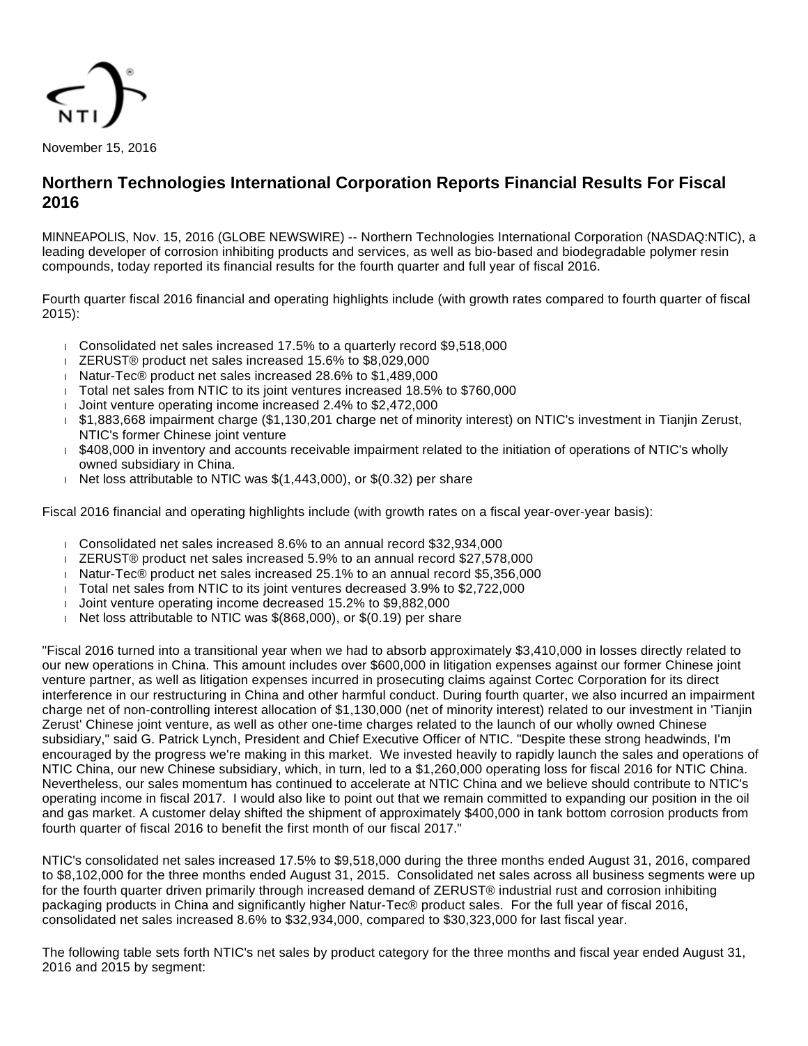November 15, 2016

# Northern Technologies International Corporation Reports Financial Results For Fiscal 2016

MINNEAPOLIS, Nov. 15, 2016 (GLOBE NEWSWIRE) -- Northern Technologies International Corporation (NASDAQ:NTIC), a leading developer of corrosion inhibiting products and services, as well as bio-based and biodegradable polymer resin compounds, today reported its financial results for the fourth quarter and full year of fiscal 2016.

Fourth quarter fiscal 2016 financial and operating highlights include (with growth rates compared to fourth quarter of fiscal 2015):

- Consolidated net sales increased 17.5% to a quarterly record $9,518,000
- ZERUST® product net sales increased 15.6% to $8,029,000
- Natur-Tec® product net sales increased 28.6% to $1,489,000
- Total net sales from NTIC to its joint ventures increased 18.5% to $760,000
- Joint venture operating income increased 2.4% to $2,472,000
- $1,883,668 impairment charge ($1,130,201 charge net of minority interest) on NTIC's investment in Tianjin Zerust, NTIC's former Chinese joint venture
- $408,000 in inventory and accounts receivable impairment related to the initiation of operations of NTIC's wholly owned subsidiary in China.
- Net loss attributable to NTIC was $(1,443,000), or $(0.32) per share

Fiscal 2016 financial and operating highlights include (with growth rates on a fiscal year-over-year basis):

- Consolidated net sales increased 8.6% to an annual record $32,934,000
- ZERUST® product net sales increased 5.9% to an annual record $27,578,000
- Natur-Tec® product net sales increased 25.1% to an annual record $5,356,000
- Total net sales from NTIC to its joint ventures decreased 3.9% to $2,722,000
- Joint venture operating income decreased 15.2% to $9,882,000
- Net loss attributable to NTIC was $(868,000), or $(0.19) per share

"Fiscal 2016 turned into a transitional year when we had to absorb approximately $3,410,000 in losses directly related to our new operations in China. This amount includes over $600,000 in litigation expenses against our former Chinese joint venture partner, as well as litigation expenses incurred in prosecuting claims against Cortec Corporation for its direct interference in our restructuring in China and other harmful conduct. During fourth quarter, we also incurred an impairment charge net of non-controlling interest allocation of $1,130,000 (net of minority interest) related to our investment in 'Tianjin Zerust' Chinese joint venture, as well as other one-time charges related to the launch of our wholly owned Chinese subsidiary," said G. Patrick Lynch, President and Chief Executive Officer of NTIC. "Despite these strong headwinds, I'm encouraged by the progress we're making in this market. We invested heavily to rapidly launch the sales and operations of NTIC China, our new Chinese subsidiary, which, in turn, led to a $1,260,000 operating loss for fiscal 2016 for NTIC China. Nevertheless, our sales momentum has continued to accelerate at NTIC China and we believe should contribute to NTIC's operating income in fiscal 2017. I would also like to point out that we remain committed to expanding our position in the oil and gas market. A customer delay shifted the shipment of approximately $400,000 in tank bottom corrosion products from fourth quarter of fiscal 2016 to benefit the first month of our fiscal 2017."

NTIC's consolidated net sales increased 17.5% to $9,518,000 during the three months ended August 31, 2016, compared to $8,102,000 for the three months ended August 31, 2015. Consolidated net sales across all business segments were up for the fourth quarter driven primarily through increased demand of ZERUST® industrial rust and corrosion inhibiting packaging products in China and significantly higher Natur-Tec® product sales. For the full year of fiscal 2016, consolidated net sales increased 8.6% to $32,934,000, compared to $30,323,000 for last fiscal year.

The following table sets forth NTIC's net sales by product category for the three months and fiscal year ended August 31, 2016 and 2015 by segment: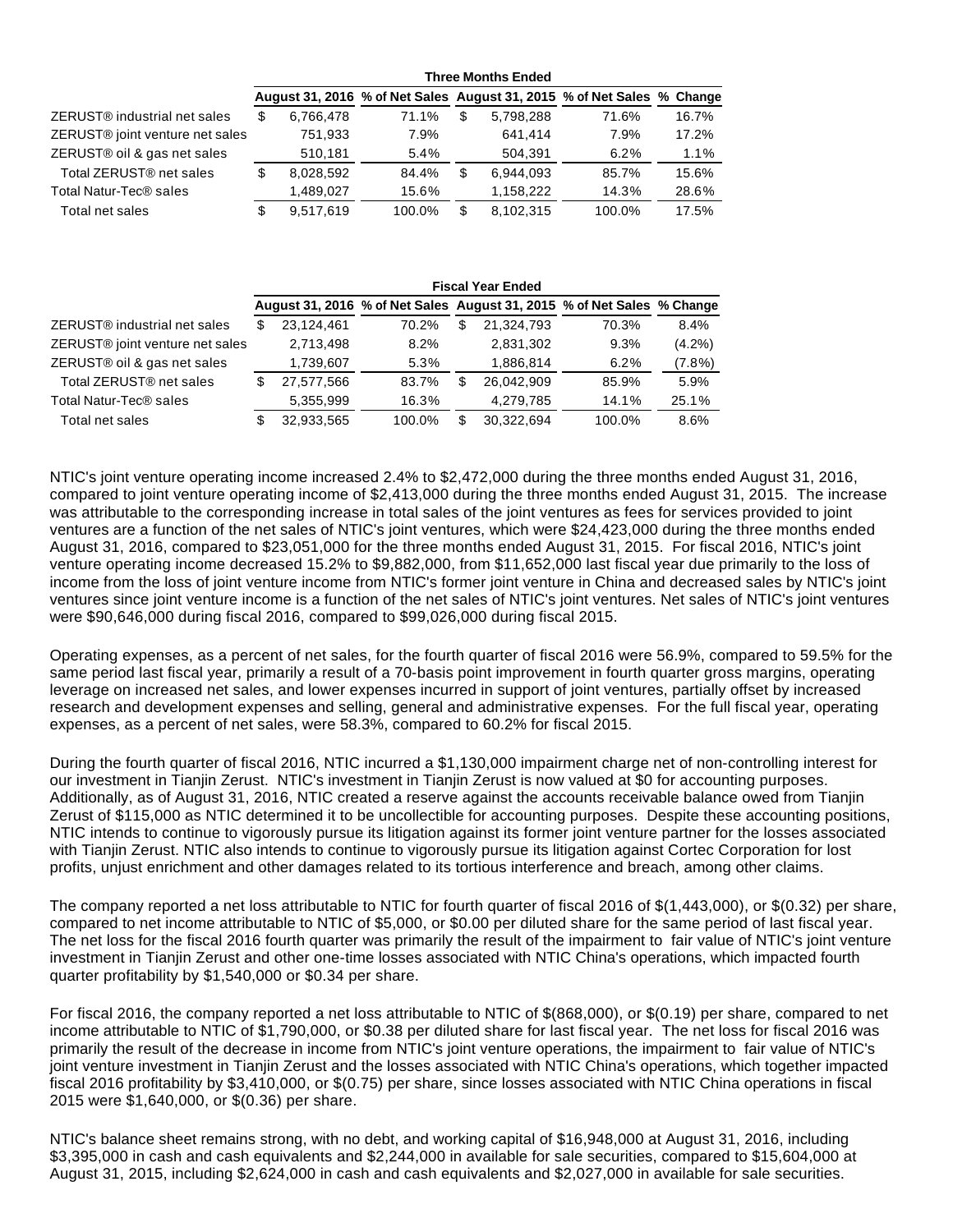| | Three Months Ended | | | | |
|---|---|---|---|---|---|
| | August 31, 2016 | % of Net Sales | August 31, 2015 | % of Net Sales | % Change |
| ZERUST® industrial net sales | $ 6,766,478 | 71.1% | $ 5,798,288 | 71.6% | 16.7% |
| ZERUST® joint venture net sales | 751,933 | 7.9% | 641,414 | 7.9% | 17.2% |
| ZERUST® oil & gas net sales | 510,181 | 5.4% | 504,391 | 6.2% | 1.1% |
| Total ZERUST® net sales | $ 8,028,592 | 84.4% | $ 6,944,093 | 85.7% | 15.6% |
| Total Natur-Tec® sales | 1,489,027 | 15.6% | 1,158,222 | 14.3% | 28.6% |
| Total net sales | $ 9,517,619 | 100.0% | $ 8,102,315 | 100.0% | 17.5% |

| | Fiscal Year Ended | | | | |
|---|---|---|---|---|---|
| | August 31, 2016 | % of Net Sales | August 31, 2015 | % of Net Sales | % Change |
| ZERUST® industrial net sales | $ 23,124,461 | 70.2% | $ 21,324,793 | 70.3% | 8.4% |
| ZERUST® joint venture net sales | 2,713,498 | 8.2% | 2,831,302 | 9.3% | (4.2%) |
| ZERUST® oil & gas net sales | 1,739,607 | 5.3% | 1,886,814 | 6.2% | (7.8%) |
| Total ZERUST® net sales | $ 27,577,566 | 83.7% | $ 26,042,909 | 85.9% | 5.9% |
| Total Natur-Tec® sales | 5,355,999 | 16.3% | 4,279,785 | 14.1% | 25.1% |
| Total net sales | $ 32,933,565 | 100.0% | $ 30,322,694 | 100.0% | 8.6% |

NTIC's joint venture operating income increased 2.4% to $2,472,000 during the three months ended August 31, 2016, compared to joint venture operating income of $2,413,000 during the three months ended August 31, 2015. The increase was attributable to the corresponding increase in total sales of the joint ventures as fees for services provided to joint ventures are a function of the net sales of NTIC's joint ventures, which were $24,423,000 during the three months ended August 31, 2016, compared to $23,051,000 for the three months ended August 31, 2015. For fiscal 2016, NTIC's joint venture operating income decreased 15.2% to $9,882,000, from $11,652,000 last fiscal year due primarily to the loss of income from the loss of joint venture income from NTIC's former joint venture in China and decreased sales by NTIC's joint ventures since joint venture income is a function of the net sales of NTIC's joint ventures. Net sales of NTIC's joint ventures were $90,646,000 during fiscal 2016, compared to $99,026,000 during fiscal 2015.

Operating expenses, as a percent of net sales, for the fourth quarter of fiscal 2016 were 56.9%, compared to 59.5% for the same period last fiscal year, primarily a result of a 70-basis point improvement in fourth quarter gross margins, operating leverage on increased net sales, and lower expenses incurred in support of joint ventures, partially offset by increased research and development expenses and selling, general and administrative expenses. For the full fiscal year, operating expenses, as a percent of net sales, were 58.3%, compared to 60.2% for fiscal 2015.

During the fourth quarter of fiscal 2016, NTIC incurred a $1,130,000 impairment charge net of non-controlling interest for our investment in Tianjin Zerust. NTIC's investment in Tianjin Zerust is now valued at $0 for accounting purposes. Additionally, as of August 31, 2016, NTIC created a reserve against the accounts receivable balance owed from Tianjin Zerust of $115,000 as NTIC determined it to be uncollectible for accounting purposes. Despite these accounting positions, NTIC intends to continue to vigorously pursue its litigation against its former joint venture partner for the losses associated with Tianjin Zerust. NTIC also intends to continue to vigorously pursue its litigation against Cortec Corporation for lost profits, unjust enrichment and other damages related to its tortious interference and breach, among other claims.

The company reported a net loss attributable to NTIC for fourth quarter of fiscal 2016 of $(1,443,000), or $(0.32) per share, compared to net income attributable to NTIC of $5,000, or $0.00 per diluted share for the same period of last fiscal year. The net loss for the fiscal 2016 fourth quarter was primarily the result of the impairment to fair value of NTIC's joint venture investment in Tianjin Zerust and other one-time losses associated with NTIC China's operations, which impacted fourth quarter profitability by $1,540,000 or $0.34 per share.

For fiscal 2016, the company reported a net loss attributable to NTIC of $(868,000), or $(0.19) per share, compared to net income attributable to NTIC of $1,790,000, or $0.38 per diluted share for last fiscal year. The net loss for fiscal 2016 was primarily the result of the decrease in income from NTIC's joint venture operations, the impairment to fair value of NTIC's joint venture investment in Tianjin Zerust and the losses associated with NTIC China's operations, which together impacted fiscal 2016 profitability by $3,410,000, or $(0.75) per share, since losses associated with NTIC China operations in fiscal 2015 were $1,640,000, or $(0.36) per share.

NTIC's balance sheet remains strong, with no debt, and working capital of $16,948,000 at August 31, 2016, including $3,395,000 in cash and cash equivalents and $2,244,000 in available for sale securities, compared to $15,604,000 at August 31, 2015, including $2,624,000 in cash and cash equivalents and $2,027,000 in available for sale securities.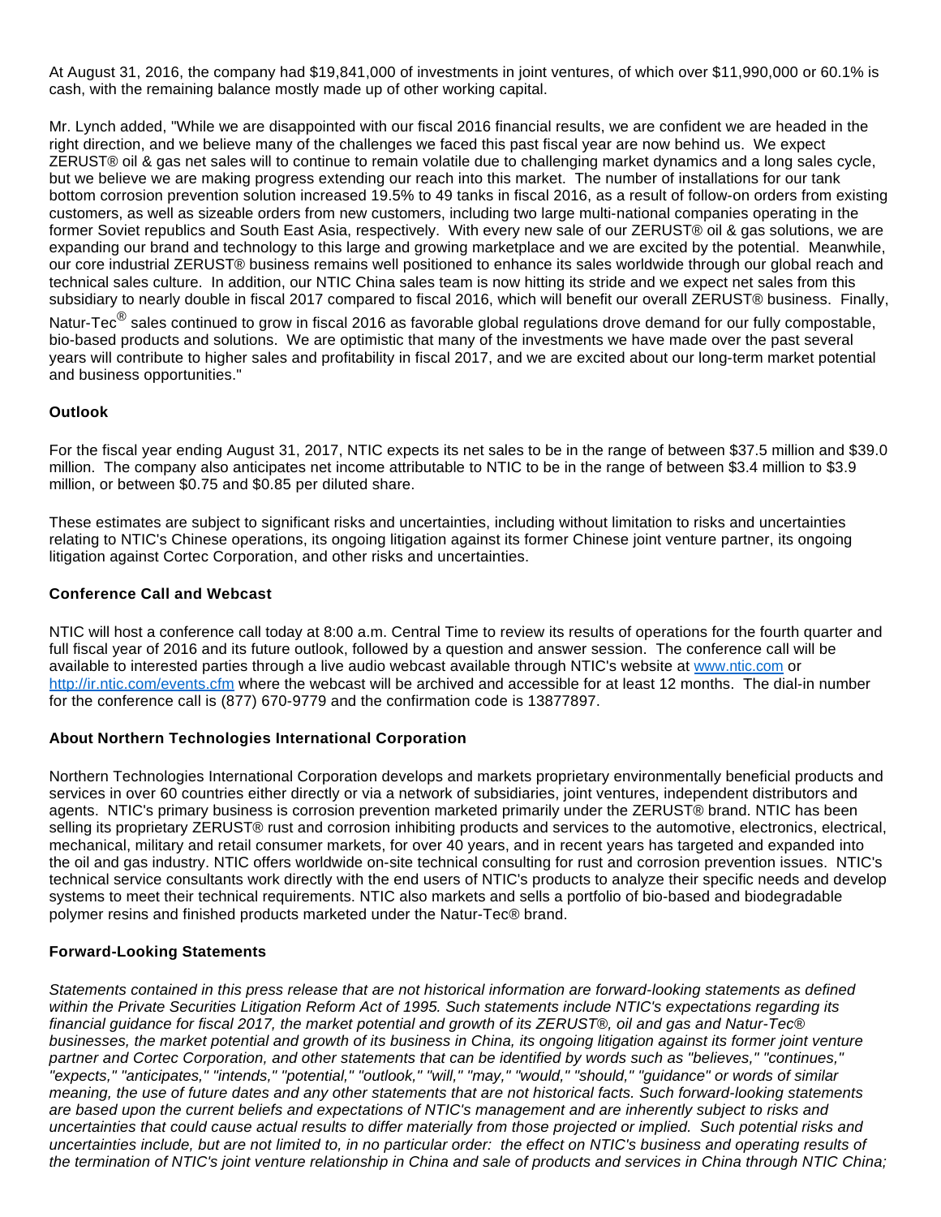At August 31, 2016, the company had $19,841,000 of investments in joint ventures, of which over $11,990,000 or 60.1% is cash, with the remaining balance mostly made up of other working capital.

Mr. Lynch added, "While we are disappointed with our fiscal 2016 financial results, we are confident we are headed in the right direction, and we believe many of the challenges we faced this past fiscal year are now behind us. We expect ZERUST® oil & gas net sales will to continue to remain volatile due to challenging market dynamics and a long sales cycle, but we believe we are making progress extending our reach into this market. The number of installations for our tank bottom corrosion prevention solution increased 19.5% to 49 tanks in fiscal 2016, as a result of follow-on orders from existing customers, as well as sizeable orders from new customers, including two large multi-national companies operating in the former Soviet republics and South East Asia, respectively. With every new sale of our ZERUST® oil & gas solutions, we are expanding our brand and technology to this large and growing marketplace and we are excited by the potential. Meanwhile, our core industrial ZERUST® business remains well positioned to enhance its sales worldwide through our global reach and technical sales culture. In addition, our NTIC China sales team is now hitting its stride and we expect net sales from this subsidiary to nearly double in fiscal 2017 compared to fiscal 2016, which will benefit our overall ZERUST® business. Finally, Natur-Tec® sales continued to grow in fiscal 2016 as favorable global regulations drove demand for our fully compostable, bio-based products and solutions. We are optimistic that many of the investments we have made over the past several years will contribute to higher sales and profitability in fiscal 2017, and we are excited about our long-term market potential and business opportunities."

**Outlook**

For the fiscal year ending August 31, 2017, NTIC expects its net sales to be in the range of between $37.5 million and $39.0 million. The company also anticipates net income attributable to NTIC to be in the range of between $3.4 million to $3.9 million, or between $0.75 and $0.85 per diluted share.

These estimates are subject to significant risks and uncertainties, including without limitation to risks and uncertainties relating to NTIC's Chinese operations, its ongoing litigation against its former Chinese joint venture partner, its ongoing litigation against Cortec Corporation, and other risks and uncertainties.

**Conference Call and Webcast**

NTIC will host a conference call today at 8:00 a.m. Central Time to review its results of operations for the fourth quarter and full fiscal year of 2016 and its future outlook, followed by a question and answer session. The conference call will be available to interested parties through a live audio webcast available through NTIC's website at www.ntic.com or http://ir.ntic.com/events.cfm where the webcast will be archived and accessible for at least 12 months. The dial-in number for the conference call is (877) 670-9779 and the confirmation code is 13877897.

**About Northern Technologies International Corporation**

Northern Technologies International Corporation develops and markets proprietary environmentally beneficial products and services in over 60 countries either directly or via a network of subsidiaries, joint ventures, independent distributors and agents. NTIC's primary business is corrosion prevention marketed primarily under the ZERUST® brand. NTIC has been selling its proprietary ZERUST® rust and corrosion inhibiting products and services to the automotive, electronics, electrical, mechanical, military and retail consumer markets, for over 40 years, and in recent years has targeted and expanded into the oil and gas industry. NTIC offers worldwide on-site technical consulting for rust and corrosion prevention issues. NTIC's technical service consultants work directly with the end users of NTIC's products to analyze their specific needs and develop systems to meet their technical requirements. NTIC also markets and sells a portfolio of bio-based and biodegradable polymer resins and finished products marketed under the Natur-Tec® brand.

**Forward-Looking Statements**

*Statements contained in this press release that are not historical information are forward-looking statements as defined within the Private Securities Litigation Reform Act of 1995. Such statements include NTIC's expectations regarding its financial guidance for fiscal 2017, the market potential and growth of its ZERUST®, oil and gas and Natur-Tec® businesses, the market potential and growth of its business in China, its ongoing litigation against its former joint venture partner and Cortec Corporation, and other statements that can be identified by words such as "believes," "continues," "expects," "anticipates," "intends," "potential," "outlook," "will," "may," "would," "should," "guidance" or words of similar meaning, the use of future dates and any other statements that are not historical facts. Such forward-looking statements are based upon the current beliefs and expectations of NTIC's management and are inherently subject to risks and uncertainties that could cause actual results to differ materially from those projected or implied. Such potential risks and uncertainties include, but are not limited to, in no particular order: the effect on NTIC's business and operating results of the termination of NTIC's joint venture relationship in China and sale of products and services in China through NTIC China;*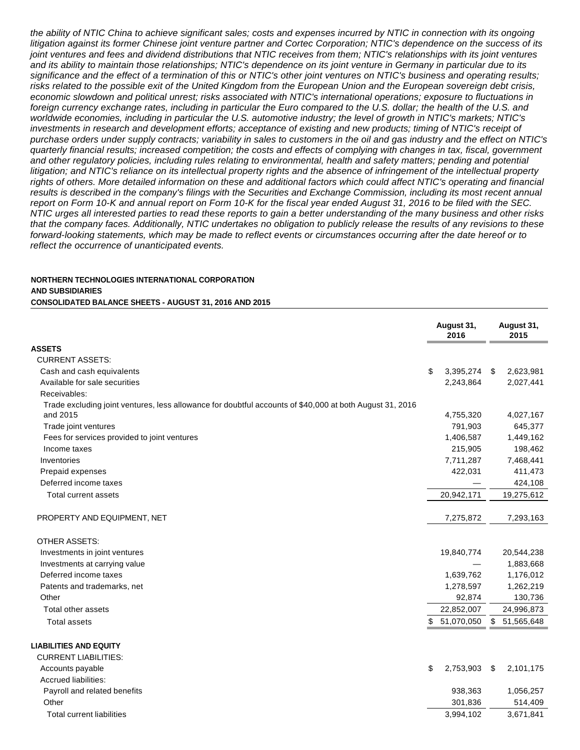*the ability of NTIC China to achieve significant sales; costs and expenses incurred by NTIC in connection with its ongoing litigation against its former Chinese joint venture partner and Cortec Corporation; NTIC's dependence on the success of its joint ventures and fees and dividend distributions that NTIC receives from them; NTIC's relationships with its joint ventures and its ability to maintain those relationships; NTIC's dependence on its joint venture in Germany in particular due to its significance and the effect of a termination of this or NTIC's other joint ventures on NTIC's business and operating results; risks related to the possible exit of the United Kingdom from the European Union and the European sovereign debt crisis, economic slowdown and political unrest; risks associated with NTIC's international operations; exposure to fluctuations in foreign currency exchange rates, including in particular the Euro compared to the U.S. dollar; the health of the U.S. and worldwide economies, including in particular the U.S. automotive industry; the level of growth in NTIC's markets; NTIC's investments in research and development efforts; acceptance of existing and new products; timing of NTIC's receipt of purchase orders under supply contracts; variability in sales to customers in the oil and gas industry and the effect on NTIC's quarterly financial results; increased competition; the costs and effects of complying with changes in tax, fiscal, government and other regulatory policies, including rules relating to environmental, health and safety matters; pending and potential litigation; and NTIC's reliance on its intellectual property rights and the absence of infringement of the intellectual property rights of others. More detailed information on these and additional factors which could affect NTIC's operating and financial results is described in the company's filings with the Securities and Exchange Commission, including its most recent annual report on Form 10-K and annual report on Form 10-K for the fiscal year ended August 31, 2016 to be filed with the SEC. NTIC urges all interested parties to read these reports to gain a better understanding of the many business and other risks that the company faces. Additionally, NTIC undertakes no obligation to publicly release the results of any revisions to these forward-looking statements, which may be made to reflect events or circumstances occurring after the date hereof or to reflect the occurrence of unanticipated events.*

**NORTHERN TECHNOLOGIES INTERNATIONAL CORPORATION**
**AND SUBSIDIARIES**
**CONSOLIDATED BALANCE SHEETS - AUGUST 31, 2016 AND 2015**

| | August 31, 2016 | August 31, 2015 |
|---|---|---|
| **ASSETS** | | |
| CURRENT ASSETS: | | |
| Cash and cash equivalents | $ 3,395,274 | $ 2,623,981 |
| Available for sale securities | 2,243,864 | 2,027,441 |
| Receivables: | | |
| Trade excluding joint ventures, less allowance for doubtful accounts of $40,000 at both August 31, 2016 and 2015 | 4,755,320 | 4,027,167 |
| Trade joint ventures | 791,903 | 645,377 |
| Fees for services provided to joint ventures | 1,406,587 | 1,449,162 |
| Income taxes | 215,905 | 198,462 |
| Inventories | 7,711,287 | 7,468,441 |
| Prepaid expenses | 422,031 | 411,473 |
| Deferred income taxes | — | 424,108 |
| Total current assets | 20,942,171 | 19,275,612 |
| PROPERTY AND EQUIPMENT, NET | 7,275,872 | 7,293,163 |
| OTHER ASSETS: | | |
| Investments in joint ventures | 19,840,774 | 20,544,238 |
| Investments at carrying value | — | 1,883,668 |
| Deferred income taxes | 1,639,762 | 1,176,012 |
| Patents and trademarks, net | 1,278,597 | 1,262,219 |
| Other | 92,874 | 130,736 |
| Total other assets | 22,852,007 | 24,996,873 |
| Total assets | $ 51,070,050 | $ 51,565,648 |
| **LIABILITIES AND EQUITY** | | |
| CURRENT LIABILITIES: | | |
| Accounts payable | $ 2,753,903 | $ 2,101,175 |
| Accrued liabilities: | | |
| Payroll and related benefits | 938,363 | 1,056,257 |
| Other | 301,836 | 514,409 |
| Total current liabilities | 3,994,102 | 3,671,841 |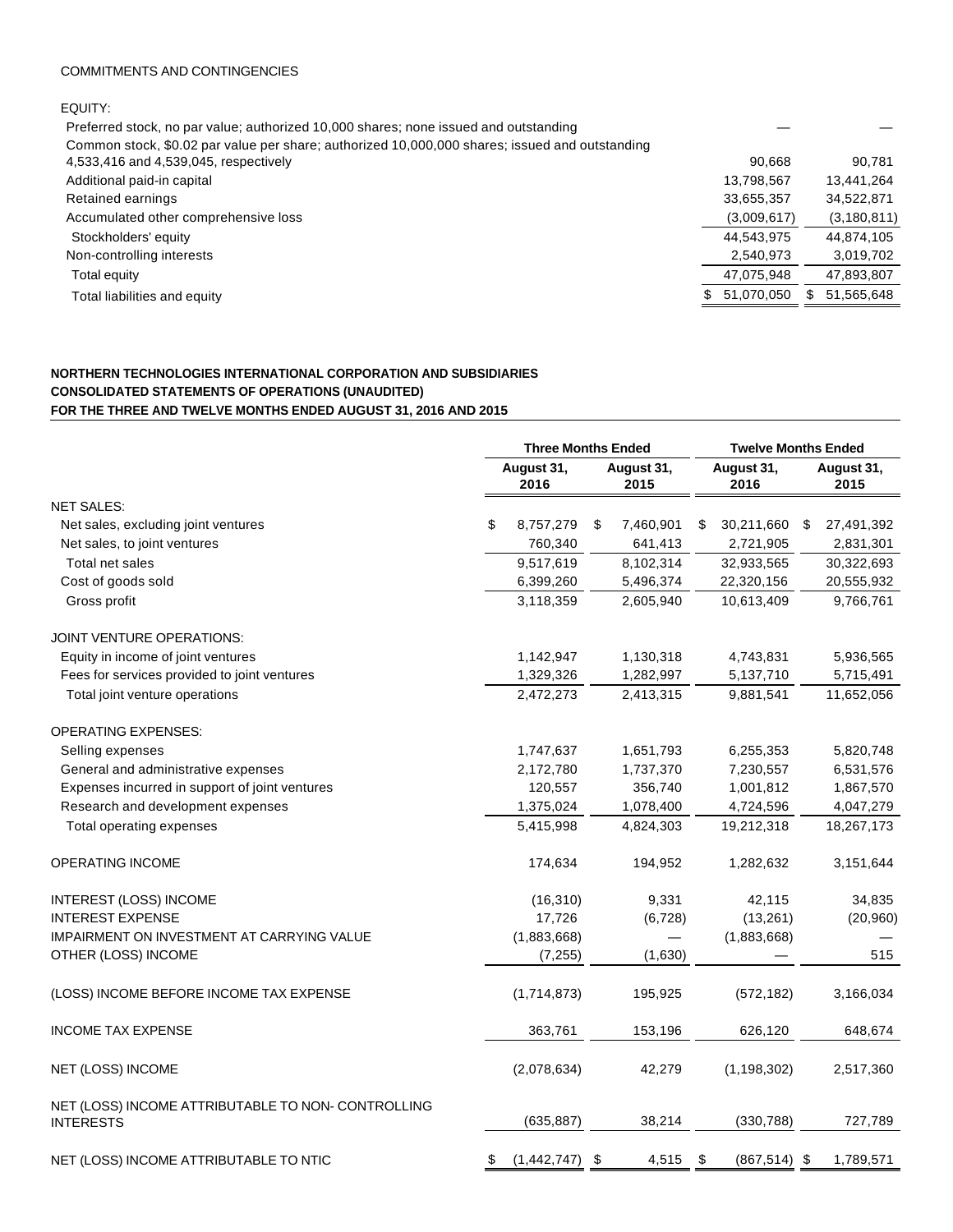COMMITMENTS AND CONTINGENCIES

| | | |
|---|---|---|
| EQUITY: | | |
| Preferred stock, no par value; authorized 10,000 shares; none issued and outstanding | — | — |
| Common stock, $0.02 par value per share; authorized 10,000,000 shares; issued and outstanding 4,533,416 and 4,539,045, respectively | 90,668 | 90,781 |
| Additional paid-in capital | 13,798,567 | 13,441,264 |
| Retained earnings | 33,655,357 | 34,522,871 |
| Accumulated other comprehensive loss | (3,009,617) | (3,180,811) |
| Stockholders' equity | 44,543,975 | 44,874,105 |
| Non-controlling interests | 2,540,973 | 3,019,702 |
| Total equity | 47,075,948 | 47,893,807 |
| Total liabilities and equity | $ 51,070,050 | $ 51,565,648 |

**NORTHERN TECHNOLOGIES INTERNATIONAL CORPORATION AND SUBSIDIARIES**
**CONSOLIDATED STATEMENTS OF OPERATIONS (UNAUDITED)**
**FOR THE THREE AND TWELVE MONTHS ENDED AUGUST 31, 2016 AND 2015**

| | Three Months Ended | | Twelve Months Ended | |
|---|---|---|---|---|
| | August 31, 2016 | August 31, 2015 | August 31, 2016 | August 31, 2015 |
| NET SALES: | | | | |
| Net sales, excluding joint ventures | $ 8,757,279 | $ 7,460,901 | $ 30,211,660 | $ 27,491,392 |
| Net sales, to joint ventures | 760,340 | 641,413 | 2,721,905 | 2,831,301 |
| Total net sales | 9,517,619 | 8,102,314 | 32,933,565 | 30,322,693 |
| Cost of goods sold | 6,399,260 | 5,496,374 | 22,320,156 | 20,555,932 |
| Gross profit | 3,118,359 | 2,605,940 | 10,613,409 | 9,766,761 |
| JOINT VENTURE OPERATIONS: | | | | |
| Equity in income of joint ventures | 1,142,947 | 1,130,318 | 4,743,831 | 5,936,565 |
| Fees for services provided to joint ventures | 1,329,326 | 1,282,997 | 5,137,710 | 5,715,491 |
| Total joint venture operations | 2,472,273 | 2,413,315 | 9,881,541 | 11,652,056 |
| OPERATING EXPENSES: | | | | |
| Selling expenses | 1,747,637 | 1,651,793 | 6,255,353 | 5,820,748 |
| General and administrative expenses | 2,172,780 | 1,737,370 | 7,230,557 | 6,531,576 |
| Expenses incurred in support of joint ventures | 120,557 | 356,740 | 1,001,812 | 1,867,570 |
| Research and development expenses | 1,375,024 | 1,078,400 | 4,724,596 | 4,047,279 |
| Total operating expenses | 5,415,998 | 4,824,303 | 19,212,318 | 18,267,173 |
| OPERATING INCOME | 174,634 | 194,952 | 1,282,632 | 3,151,644 |
| INTEREST (LOSS) INCOME | (16,310) | 9,331 | 42,115 | 34,835 |
| INTEREST EXPENSE | 17,726 | (6,728) | (13,261) | (20,960) |
| IMPAIRMENT ON INVESTMENT AT CARRYING VALUE | (1,883,668) | — | (1,883,668) | — |
| OTHER (LOSS) INCOME | (7,255) | (1,630) | — | 515 |
| (LOSS) INCOME BEFORE INCOME TAX EXPENSE | (1,714,873) | 195,925 | (572,182) | 3,166,034 |
| INCOME TAX EXPENSE | 363,761 | 153,196 | 626,120 | 648,674 |
| NET (LOSS) INCOME | (2,078,634) | 42,279 | (1,198,302) | 2,517,360 |
| NET (LOSS) INCOME ATTRIBUTABLE TO NON- CONTROLLING INTERESTS | (635,887) | 38,214 | (330,788) | 727,789 |
| NET (LOSS) INCOME ATTRIBUTABLE TO NTIC | $ (1,442,747) | $ 4,515 | $ (867,514) | $ 1,789,571 |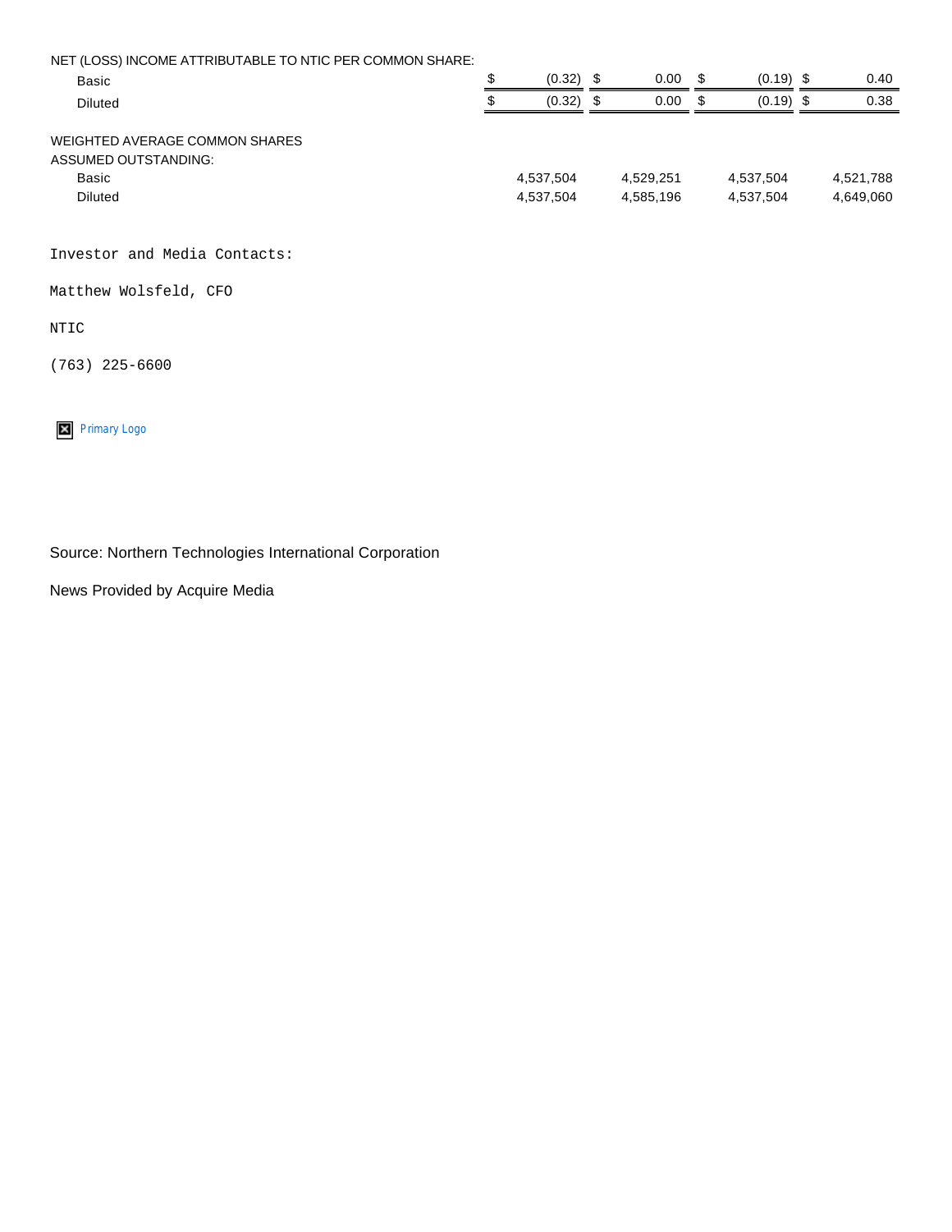| | | | | |
|---|---|---|---|---|
| NET (LOSS) INCOME ATTRIBUTABLE TO NTIC PER COMMON SHARE: | | | | |
| Basic | $ (0.32) | $ 0.00 | $ (0.19) | $ 0.40 |
| Diluted | $ (0.32) | $ 0.00 | $ (0.19) | $ 0.38 |
| WEIGHTED AVERAGE COMMON SHARES ASSUMED OUTSTANDING: | | | | |
| Basic | 4,537,504 | 4,529,251 | 4,537,504 | 4,521,788 |
| Diluted | 4,537,504 | 4,585,196 | 4,537,504 | 4,649,060 |

Investor and Media Contacts:

Matthew Wolsfeld, CFO

NTIC

(763) 225-6600

Primary Logo

Source: Northern Technologies International Corporation

News Provided by Acquire Media